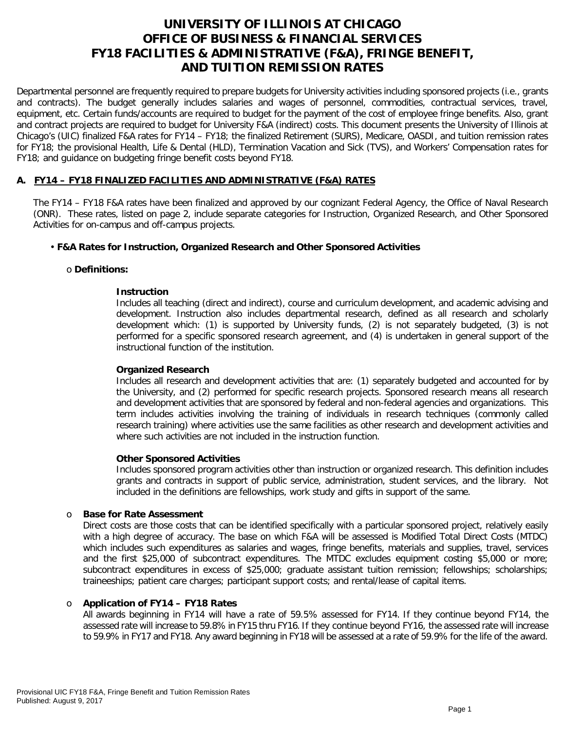# UNIVERSITY OF ILLINOIS AT CHICAGO
# OFFICE OF BUSINESS & FINANCIAL SERVICES
# FY18 FACILITIES & ADMINISTRATIVE (F&A), FRINGE BENEFIT, AND TUITION REMISSION RATES

Departmental personnel are frequently required to prepare budgets for University activities including sponsored projects (i.e., grants and contracts). The budget generally includes salaries and wages of personnel, commodities, contractual services, travel, equipment, etc. Certain funds/accounts are required to budget for the payment of the cost of employee fringe benefits. Also, grant and contract projects are required to budget for University F&A (indirect) costs. This document presents the University of Illinois at Chicago's (UIC) finalized F&A rates for FY14 – FY18; the finalized Retirement (SURS), Medicare, OASDI, and tuition remission rates for FY18; the provisional Health, Life & Dental (HLD), Termination Vacation and Sick (TVS), and Workers' Compensation rates for FY18; and guidance on budgeting fringe benefit costs beyond FY18.

## A. FY14 – FY18 FINALIZED FACILITIES AND ADMINISTRATIVE (F&A) RATES

The FY14 – FY18 F&A rates have been finalized and approved by our cognizant Federal Agency, the Office of Naval Research (ONR). These rates, listed on page 2, include separate categories for Instruction, Organized Research, and Other Sponsored Activities for on-campus and off-campus projects.

- **F&A Rates for Instruction, Organized Research and Other Sponsored Activities**

  - **Definitions:**

    **Instruction**
    Includes all teaching (direct and indirect), course and curriculum development, and academic advising and development. Instruction also includes departmental research, defined as all research and scholarly development which: (1) is supported by University funds, (2) is not separately budgeted, (3) is not performed for a specific sponsored research agreement, and (4) is undertaken in general support of the instructional function of the institution.

    **Organized Research**
    Includes all research and development activities that are: (1) separately budgeted and accounted for by the University, and (2) performed for specific research projects. Sponsored research means all research and development activities that are sponsored by federal and non-federal agencies and organizations. This term includes activities involving the training of individuals in research techniques (commonly called research training) where activities use the same facilities as other research and development activities and where such activities are not included in the instruction function.

    **Other Sponsored Activities**
    Includes sponsored program activities other than instruction or organized research. This definition includes grants and contracts in support of public service, administration, student services, and the library. Not included in the definitions are fellowships, work study and gifts in support of the same.

  - **Base for Rate Assessment**
    Direct costs are those costs that can be identified specifically with a particular sponsored project, relatively easily with a high degree of accuracy. The base on which F&A will be assessed is Modified Total Direct Costs (MTDC) which includes such expenditures as salaries and wages, fringe benefits, materials and supplies, travel, services and the first $25,000 of subcontract expenditures. The MTDC excludes equipment costing $5,000 or more; subcontract expenditures in excess of $25,000; graduate assistant tuition remission; fellowships; scholarships; traineeships; patient care charges; participant support costs; and rental/lease of capital items.

  - **Application of FY14 – FY18 Rates**
    All awards beginning in FY14 will have a rate of 59.5% assessed for FY14. If they continue beyond FY14, the assessed rate will increase to 59.8% in FY15 thru FY16. If they continue beyond FY16, the assessed rate will increase to 59.9% in FY17 and FY18. Any award beginning in FY18 will be assessed at a rate of 59.9% for the life of the award.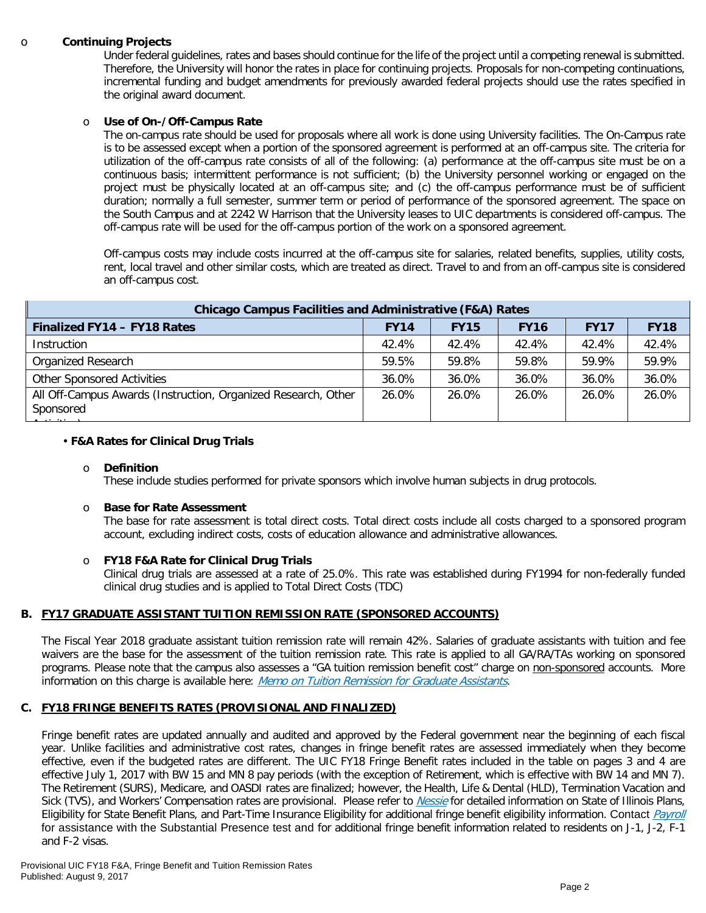- **Continuing Projects**

  Under federal guidelines, rates and bases should continue for the life of the project until a competing renewal is submitted. Therefore, the University will honor the rates in place for continuing projects. Proposals for non-competing continuations, incremental funding and budget amendments for previously awarded federal projects should use the rates specified in the original award document.

- **Use of On-/Off-Campus Rate**

  The on-campus rate should be used for proposals where all work is done using University facilities. The On-Campus rate is to be assessed except when a portion of the sponsored agreement is performed at an off-campus site. The criteria for utilization of the off-campus rate consists of all of the following: (a) performance at the off-campus site must be on a continuous basis; intermittent performance is not sufficient; (b) the University personnel working or engaged on the project must be physically located at an off-campus site; and (c) the off-campus performance must be of sufficient duration; normally a full semester, summer term or period of performance of the sponsored agreement. The space on the South Campus and at 2242 W Harrison that the University leases to UIC departments is considered off-campus. The off-campus rate will be used for the off-campus portion of the work on a sponsored agreement.

  Off-campus costs may include costs incurred at the off-campus site for salaries, related benefits, supplies, utility costs, rent, local travel and other similar costs, which are treated as direct. Travel to and from an off-campus site is considered an off-campus cost.

| **Chicago Campus Facilities and Administrative (F&A) Rates** | | | | | |
|---|---|---|---|---|---|
| **Finalized FY14 – FY18 Rates** | **FY14** | **FY15** | **FY16** | **FY17** | **FY18** |
| Instruction | 42.4% | 42.4% | 42.4% | 42.4% | 42.4% |
| Organized Research | 59.5% | 59.8% | 59.8% | 59.9% | 59.9% |
| Other Sponsored Activities | 36.0% | 36.0% | 36.0% | 36.0% | 36.0% |
| All Off-Campus Awards (Instruction, Organized Research, Other Sponsored Activities) | 26.0% | 26.0% | 26.0% | 26.0% | 26.0% |

- **F&A Rates for Clinical Drug Trials**

  - **Definition**

    These include studies performed for private sponsors which involve human subjects in drug protocols.

  - **Base for Rate Assessment**

    The base for rate assessment is total direct costs. Total direct costs include all costs charged to a sponsored program account, excluding indirect costs, costs of education allowance and administrative allowances.

  - **FY18 F&A Rate for Clinical Drug Trials**

    Clinical drug trials are assessed at a rate of 25.0%. This rate was established during FY1994 for non-federally funded clinical drug studies and is applied to Total Direct Costs (TDC)

## B. FY17 GRADUATE ASSISTANT TUITION REMISSION RATE (SPONSORED ACCOUNTS)

The Fiscal Year 2018 graduate assistant tuition remission rate will remain 42%. Salaries of graduate assistants with tuition and fee waivers are the base for the assessment of the tuition remission rate. This rate is applied to all GA/RA/TAs working on sponsored programs. Please note that the campus also assesses a "GA tuition remission benefit cost" charge on non-sponsored accounts. More information on this charge is available here: *Memo on Tuition Remission for Graduate Assistants*.

## C. FY18 FRINGE BENEFITS RATES (PROVISIONAL AND FINALIZED)

Fringe benefit rates are updated annually and audited and approved by the Federal government near the beginning of each fiscal year. Unlike facilities and administrative cost rates, changes in fringe benefit rates are assessed immediately when they become effective, even if the budgeted rates are different. The UIC FY18 Fringe Benefit rates included in the table on pages 3 and 4 are effective July 1, 2017 with BW 15 and MN 8 pay periods (with the exception of Retirement, which is effective with BW 14 and MN 7). The Retirement (SURS), Medicare, and OASDI rates are finalized; however, the Health, Life & Dental (HLD), Termination Vacation and Sick (TVS), and Workers' Compensation rates are provisional. Please refer to *Nessie* for detailed information on State of Illinois Plans, Eligibility for State Benefit Plans, and Part-Time Insurance Eligibility for additional fringe benefit eligibility information. Contact *Payroll* for assistance with the Substantial Presence test and for additional fringe benefit information related to residents on J-1, J-2, F-1 and F-2 visas.

Provisional UIC FY18 F&A, Fringe Benefit and Tuition Remission Rates
Published: August 9, 2017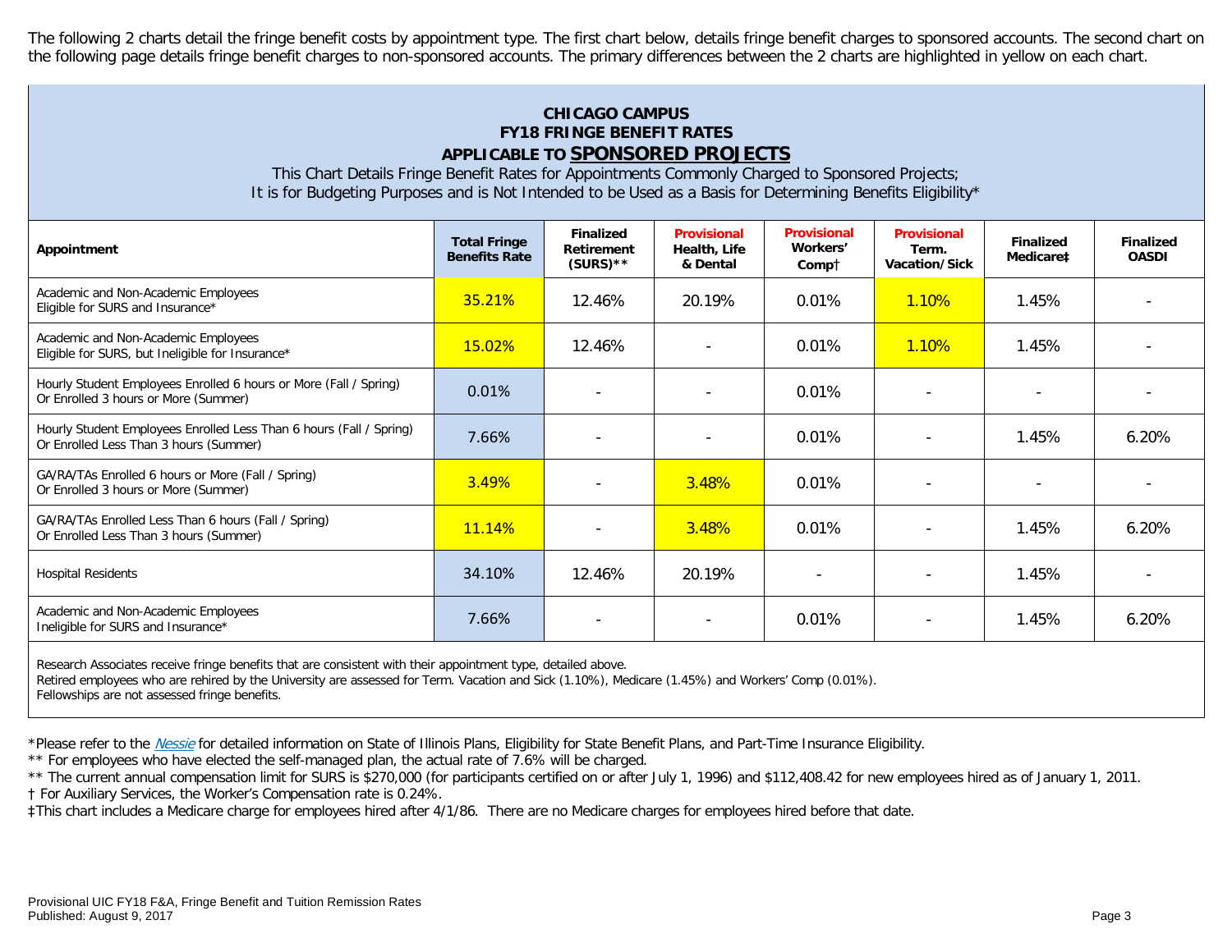The following 2 charts detail the fringe benefit costs by appointment type. The first chart below, details fringe benefit charges to sponsored accounts. The second chart on the following page details fringe benefit charges to non-sponsored accounts. The primary differences between the 2 charts are highlighted in yellow on each chart.

**CHICAGO CAMPUS**
**FY18 FRINGE BENEFIT RATES**
**APPLICABLE TO SPONSORED PROJECTS**

This Chart Details Fringe Benefit Rates for Appointments Commonly Charged to Sponsored Projects;
It is for Budgeting Purposes and is Not Intended to be Used as a Basis for Determining Benefits Eligibility*

| Appointment | Total Fringe Benefits Rate | Finalized Retirement (SURS)** | Provisional Health, Life & Dental | Provisional Workers' Comp† | Provisional Term. Vacation/Sick | Finalized Medicare‡ | Finalized OASDI |
|---|---|---|---|---|---|---|---|
| Academic and Non-Academic Employees Eligible for SURS and Insurance* | 35.21% | 12.46% | 20.19% | 0.01% | 1.10% | 1.45% | - |
| Academic and Non-Academic Employees Eligible for SURS, but Ineligible for Insurance* | 15.02% | 12.46% | - | 0.01% | 1.10% | 1.45% | - |
| Hourly Student Employees Enrolled 6 hours or More (Fall / Spring) Or Enrolled 3 hours or More (Summer) | 0.01% | - | - | 0.01% | - | - | - |
| Hourly Student Employees Enrolled Less Than 6 hours (Fall / Spring) Or Enrolled Less Than 3 hours (Summer) | 7.66% | - | - | 0.01% | - | 1.45% | 6.20% |
| GA/RA/TAs Enrolled 6 hours or More (Fall / Spring) Or Enrolled 3 hours or More (Summer) | 3.49% | - | 3.48% | 0.01% | - | - | - |
| GA/RA/TAs Enrolled Less Than 6 hours (Fall / Spring) Or Enrolled Less Than 3 hours (Summer) | 11.14% | - | 3.48% | 0.01% | - | 1.45% | 6.20% |
| Hospital Residents | 34.10% | 12.46% | 20.19% | - | - | 1.45% | - |
| Academic and Non-Academic Employees Ineligible for SURS and Insurance* | 7.66% | - | - | 0.01% | - | 1.45% | 6.20% |

Research Associates receive fringe benefits that are consistent with their appointment type, detailed above.
Retired employees who are rehired by the University are assessed for Term. Vacation and Sick (1.10%), Medicare (1.45%) and Workers' Comp (0.01%).
Fellowships are not assessed fringe benefits.

*Please refer to the *Nessie* for detailed information on State of Illinois Plans, Eligibility for State Benefit Plans, and Part-Time Insurance Eligibility.
** For employees who have elected the self-managed plan, the actual rate of 7.6% will be charged.
** The current annual compensation limit for SURS is $270,000 (for participants certified on or after July 1, 1996) and $112,408.42 for new employees hired as of January 1, 2011.
† For Auxiliary Services, the Worker's Compensation rate is 0.24%.
‡This chart includes a Medicare charge for employees hired after 4/1/86. There are no Medicare charges for employees hired before that date.

Provisional UIC FY18 F&A, Fringe Benefit and Tuition Remission Rates
Published: August 9, 2017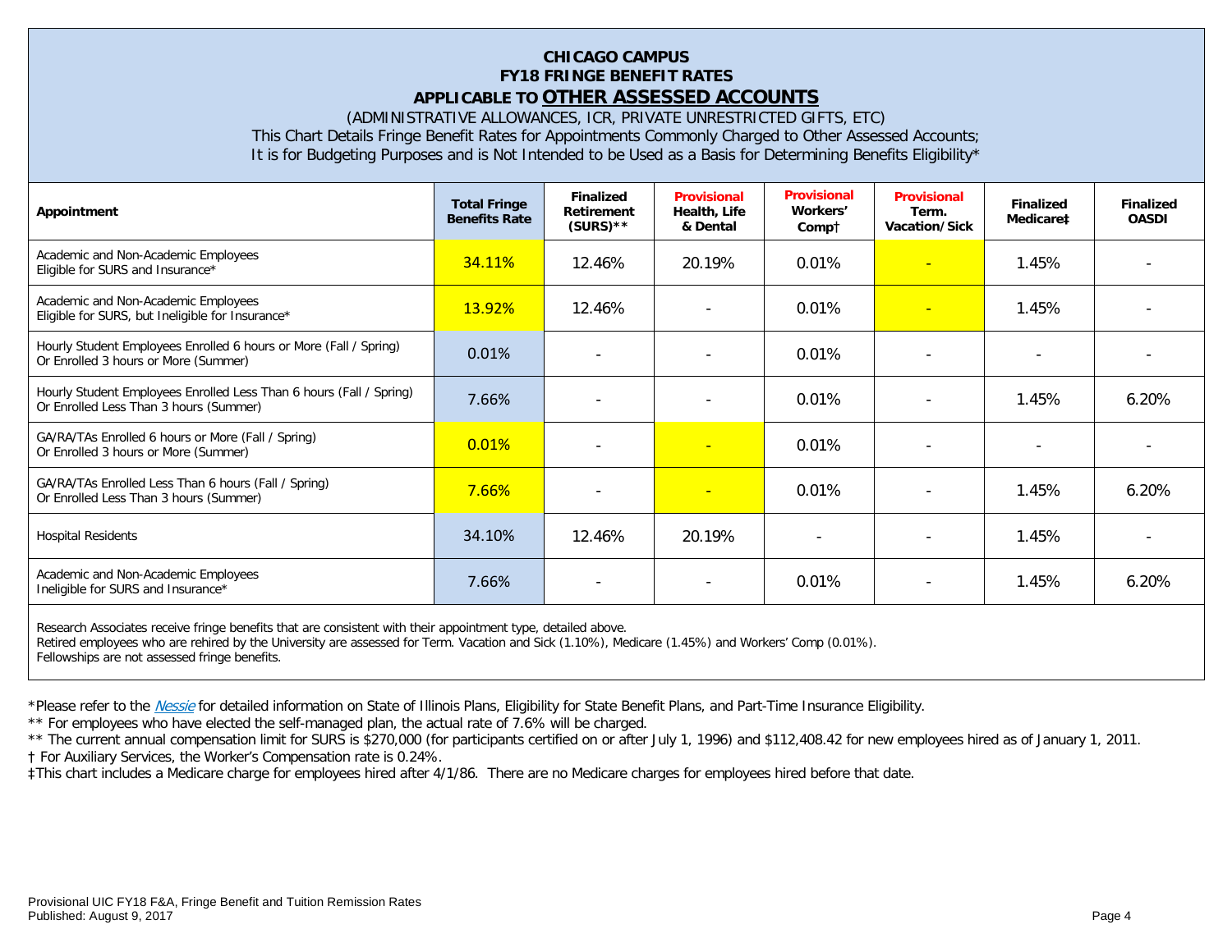# CHICAGO CAMPUS
## FY18 FRINGE BENEFIT RATES
## APPLICABLE TO OTHER ASSESSED ACCOUNTS

(ADMINISTRATIVE ALLOWANCES, ICR, PRIVATE UNRESTRICTED GIFTS, ETC)

This Chart Details Fringe Benefit Rates for Appointments Commonly Charged to Other Assessed Accounts;
It is for Budgeting Purposes and is Not Intended to be Used as a Basis for Determining Benefits Eligibility*

| Appointment | Total Fringe Benefits Rate | Finalized Retirement (SURS)** | Provisional Health, Life & Dental | Provisional Workers' Comp† | Provisional Term. Vacation/Sick | Finalized Medicare‡ | Finalized OASDI |
|---|---|---|---|---|---|---|---|
| Academic and Non-Academic Employees Eligible for SURS and Insurance* | 34.11% | 12.46% | 20.19% | 0.01% | - | 1.45% | - |
| Academic and Non-Academic Employees Eligible for SURS, but Ineligible for Insurance* | 13.92% | 12.46% | - | 0.01% | - | 1.45% | - |
| Hourly Student Employees Enrolled 6 hours or More (Fall / Spring) Or Enrolled 3 hours or More (Summer) | 0.01% | - | - | 0.01% | - | - | - |
| Hourly Student Employees Enrolled Less Than 6 hours (Fall / Spring) Or Enrolled Less Than 3 hours (Summer) | 7.66% | - | - | 0.01% | - | 1.45% | 6.20% |
| GA/RA/TAs Enrolled 6 hours or More (Fall / Spring) Or Enrolled 3 hours or More (Summer) | 0.01% | - | - | 0.01% | - | - | - |
| GA/RA/TAs Enrolled Less Than 6 hours (Fall / Spring) Or Enrolled Less Than 3 hours (Summer) | 7.66% | - | - | 0.01% | - | 1.45% | 6.20% |
| Hospital Residents | 34.10% | 12.46% | 20.19% | - | - | 1.45% | - |
| Academic and Non-Academic Employees Ineligible for SURS and Insurance* | 7.66% | - | - | 0.01% | - | 1.45% | 6.20% |

Research Associates receive fringe benefits that are consistent with their appointment type, detailed above.
Retired employees who are rehired by the University are assessed for Term. Vacation and Sick (1.10%), Medicare (1.45%) and Workers' Comp (0.01%).
Fellowships are not assessed fringe benefits.

*Please refer to the *Nessie* for detailed information on State of Illinois Plans, Eligibility for State Benefit Plans, and Part-Time Insurance Eligibility.

** For employees who have elected the self-managed plan, the actual rate of 7.6% will be charged.

** The current annual compensation limit for SURS is $270,000 (for participants certified on or after July 1, 1996) and $112,408.42 for new employees hired as of January 1, 2011.

† For Auxiliary Services, the Worker's Compensation rate is 0.24%.

‡This chart includes a Medicare charge for employees hired after 4/1/86. There are no Medicare charges for employees hired before that date.

Provisional UIC FY18 F&A, Fringe Benefit and Tuition Remission Rates
Published: August 9, 2017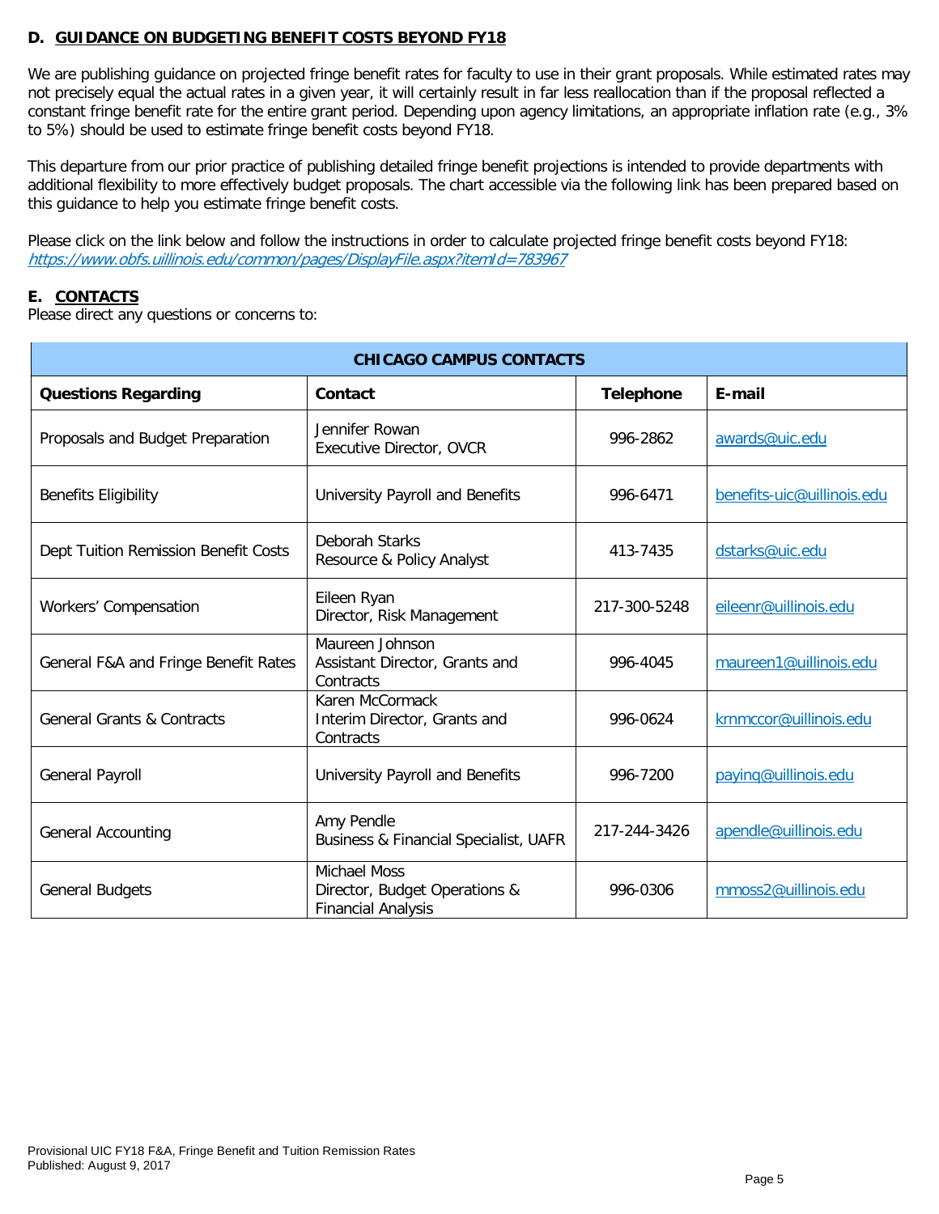### D. GUIDANCE ON BUDGETING BENEFIT COSTS BEYOND FY18

We are publishing guidance on projected fringe benefit rates for faculty to use in their grant proposals. While estimated rates may not precisely equal the actual rates in a given year, it will certainly result in far less reallocation than if the proposal reflected a constant fringe benefit rate for the entire grant period. Depending upon agency limitations, an appropriate inflation rate (e.g., 3% to 5%) should be used to estimate fringe benefit costs beyond FY18.

This departure from our prior practice of publishing detailed fringe benefit projections is intended to provide departments with additional flexibility to more effectively budget proposals. The chart accessible via the following link has been prepared based on this guidance to help you estimate fringe benefit costs.

Please click on the link below and follow the instructions in order to calculate projected fringe benefit costs beyond FY18:
*https://www.obfs.uillinois.edu/common/pages/DisplayFile.aspx?itemId=783967*

### E. CONTACTS

Please direct any questions or concerns to:

| CHICAGO CAMPUS CONTACTS | | | |
|---|---|---|---|
| **Questions Regarding** | **Contact** | **Telephone** | **E-mail** |
| Proposals and Budget Preparation | Jennifer Rowan<br>Executive Director, OVCR | 996-2862 | awards@uic.edu |
| Benefits Eligibility | University Payroll and Benefits | 996-6471 | benefits-uic@uillinois.edu |
| Dept Tuition Remission Benefit Costs | Deborah Starks<br>Resource & Policy Analyst | 413-7435 | dstarks@uic.edu |
| Workers' Compensation | Eileen Ryan<br>Director, Risk Management | 217-300-5248 | eileenr@uillinois.edu |
| General F&A and Fringe Benefit Rates | Maureen Johnson<br>Assistant Director, Grants and Contracts | 996-4045 | maureen1@uillinois.edu |
| General Grants & Contracts | Karen McCormack<br>Interim Director, Grants and Contracts | 996-0624 | krnmccor@uillinois.edu |
| General Payroll | University Payroll and Benefits | 996-7200 | payinq@uillinois.edu |
| General Accounting | Amy Pendle<br>Business & Financial Specialist, UAFR | 217-244-3426 | apendle@uillinois.edu |
| General Budgets | Michael Moss<br>Director, Budget Operations & Financial Analysis | 996-0306 | mmoss2@uillinois.edu |